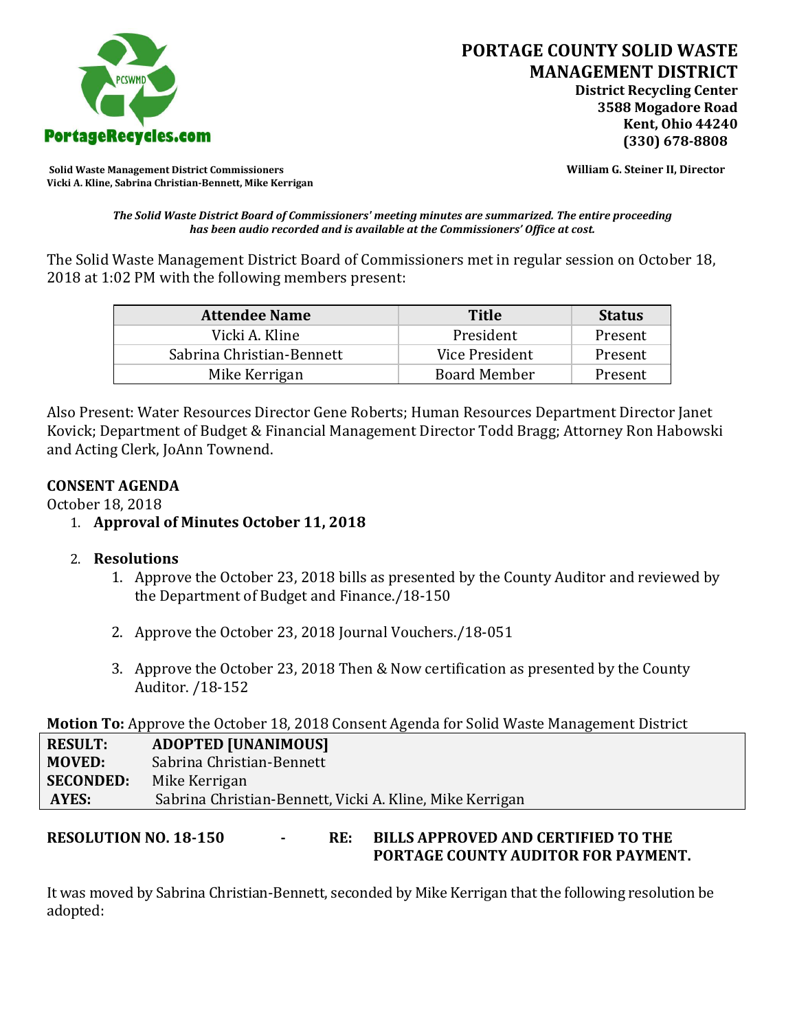# PORTAGE COUNTY SOLID WASTE MANAGEMENT DISTRICT

**District Recycling Center**
**3588 Mogadore Road**
**Kent, Ohio 44240**
**(330) 678-8808**

**PortageRecycles.com**

**Solid Waste Management District Commissioners**
**Vicki A. Kline, Sabrina Christian-Bennett, Mike Kerrigan**

**William G. Steiner II, Director**

***The Solid Waste District Board of Commissioners' meeting minutes are summarized. The entire proceeding has been audio recorded and is available at the Commissioners' Office at cost.***

The Solid Waste Management District Board of Commissioners met in regular session on October 18, 2018 at 1:02 PM with the following members present:

| Attendee Name | Title | Status |
|---|---|---|
| Vicki A. Kline | President | Present |
| Sabrina Christian-Bennett | Vice President | Present |
| Mike Kerrigan | Board Member | Present |

Also Present: Water Resources Director Gene Roberts; Human Resources Department Director Janet Kovick; Department of Budget & Financial Management Director Todd Bragg; Attorney Ron Habowski and Acting Clerk, JoAnn Townend.

**CONSENT AGENDA**

October 18, 2018

1. **Approval of Minutes October 11, 2018**

2. **Resolutions**
    1. Approve the October 23, 2018 bills as presented by the County Auditor and reviewed by the Department of Budget and Finance./18-150
    2. Approve the October 23, 2018 Journal Vouchers./18-051
    3. Approve the October 23, 2018 Then & Now certification as presented by the County Auditor. /18-152

**Motion To:** Approve the October 18, 2018 Consent Agenda for Solid Waste Management District

| | |
|---|---|
| **RESULT:** | **ADOPTED [UNANIMOUS]** |
| **MOVED:** | Sabrina Christian-Bennett |
| **SECONDED:** | Mike Kerrigan |
| **AYES:** | Sabrina Christian-Bennett, Vicki A. Kline, Mike Kerrigan |

**RESOLUTION NO. 18-150 - RE: BILLS APPROVED AND CERTIFIED TO THE PORTAGE COUNTY AUDITOR FOR PAYMENT.**

It was moved by Sabrina Christian-Bennett, seconded by Mike Kerrigan that the following resolution be adopted: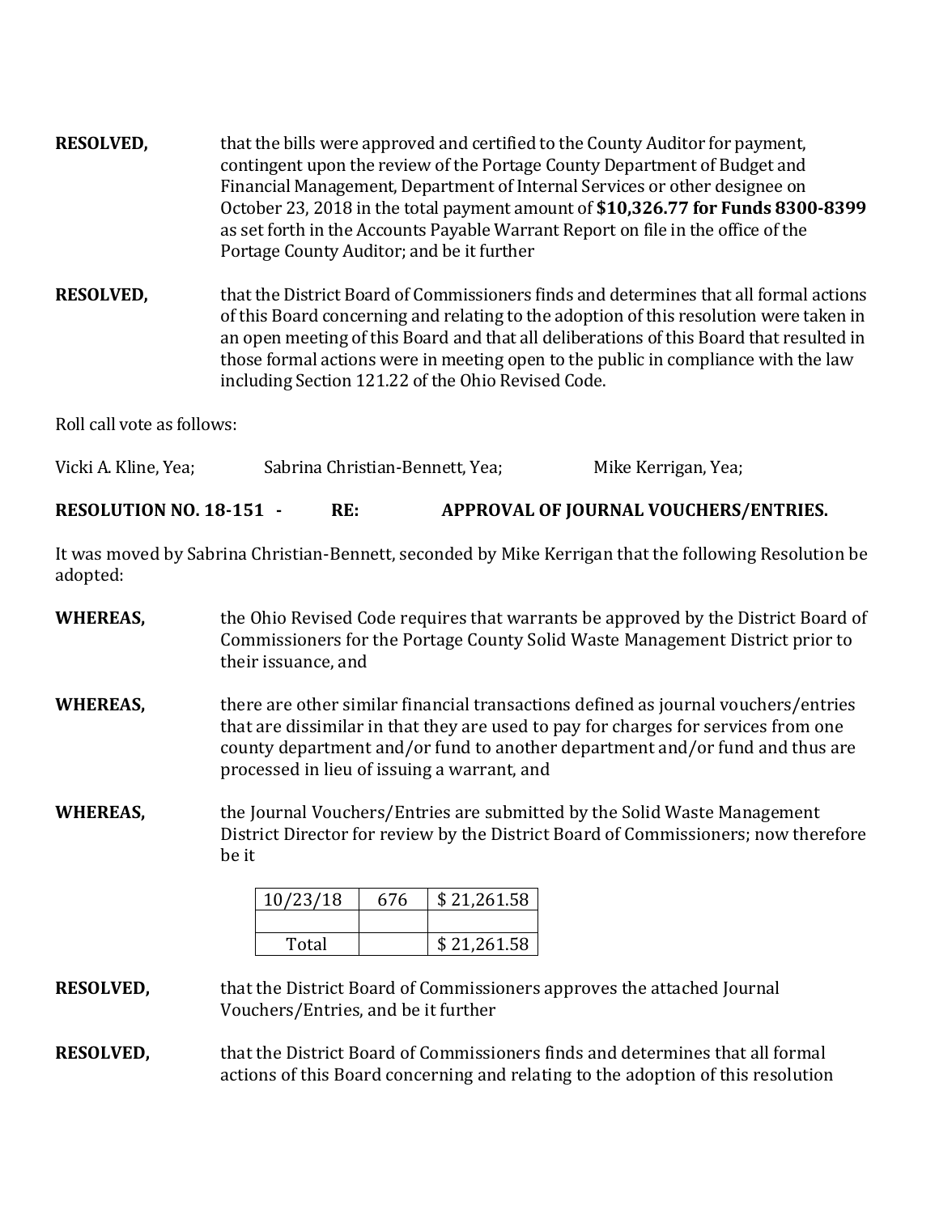**RESOLVED,** that the bills were approved and certified to the County Auditor for payment, contingent upon the review of the Portage County Department of Budget and Financial Management, Department of Internal Services or other designee on October 23, 2018 in the total payment amount of **$10,326.77 for Funds 8300-8399** as set forth in the Accounts Payable Warrant Report on file in the office of the Portage County Auditor; and be it further

**RESOLVED,** that the District Board of Commissioners finds and determines that all formal actions of this Board concerning and relating to the adoption of this resolution were taken in an open meeting of this Board and that all deliberations of this Board that resulted in those formal actions were in meeting open to the public in compliance with the law including Section 121.22 of the Ohio Revised Code.

Roll call vote as follows:

Vicki A. Kline, Yea; Sabrina Christian-Bennett, Yea; Mike Kerrigan, Yea;

**RESOLUTION NO. 18-151 - RE: APPROVAL OF JOURNAL VOUCHERS/ENTRIES.**

It was moved by Sabrina Christian-Bennett, seconded by Mike Kerrigan that the following Resolution be adopted:

**WHEREAS,** the Ohio Revised Code requires that warrants be approved by the District Board of Commissioners for the Portage County Solid Waste Management District prior to their issuance, and

**WHEREAS,** there are other similar financial transactions defined as journal vouchers/entries that are dissimilar in that they are used to pay for charges for services from one county department and/or fund to another department and/or fund and thus are processed in lieu of issuing a warrant, and

**WHEREAS,** the Journal Vouchers/Entries are submitted by the Solid Waste Management District Director for review by the District Board of Commissioners; now therefore be it

| 10/23/18 | 676 | $ 21,261.58 |
|---|---|---|
| | | |
| Total | | $ 21,261.58 |

**RESOLVED,** that the District Board of Commissioners approves the attached Journal Vouchers/Entries, and be it further

**RESOLVED,** that the District Board of Commissioners finds and determines that all formal actions of this Board concerning and relating to the adoption of this resolution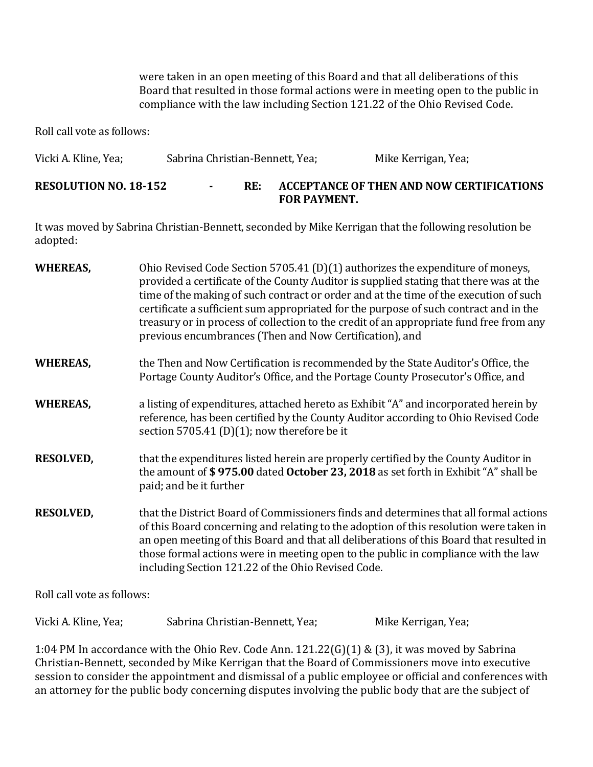were taken in an open meeting of this Board and that all deliberations of this Board that resulted in those formal actions were in meeting open to the public in compliance with the law including Section 121.22 of the Ohio Revised Code.

Roll call vote as follows:

Vicki A. Kline, Yea; Sabrina Christian-Bennett, Yea; Mike Kerrigan, Yea;

**RESOLUTION NO. 18-152 - RE: ACCEPTANCE OF THEN AND NOW CERTIFICATIONS FOR PAYMENT.**

It was moved by Sabrina Christian-Bennett, seconded by Mike Kerrigan that the following resolution be adopted:

**WHEREAS,** Ohio Revised Code Section 5705.41 (D)(1) authorizes the expenditure of moneys, provided a certificate of the County Auditor is supplied stating that there was at the time of the making of such contract or order and at the time of the execution of such certificate a sufficient sum appropriated for the purpose of such contract and in the treasury or in process of collection to the credit of an appropriate fund free from any previous encumbrances (Then and Now Certification), and

**WHEREAS,** the Then and Now Certification is recommended by the State Auditor's Office, the Portage County Auditor's Office, and the Portage County Prosecutor's Office, and

**WHEREAS,** a listing of expenditures, attached hereto as Exhibit "A" and incorporated herein by reference, has been certified by the County Auditor according to Ohio Revised Code section 5705.41 (D)(1); now therefore be it

**RESOLVED,** that the expenditures listed herein are properly certified by the County Auditor in the amount of **$ 975.00** dated **October 23, 2018** as set forth in Exhibit "A" shall be paid; and be it further

**RESOLVED,** that the District Board of Commissioners finds and determines that all formal actions of this Board concerning and relating to the adoption of this resolution were taken in an open meeting of this Board and that all deliberations of this Board that resulted in those formal actions were in meeting open to the public in compliance with the law including Section 121.22 of the Ohio Revised Code.

Roll call vote as follows:

Vicki A. Kline, Yea; Sabrina Christian-Bennett, Yea; Mike Kerrigan, Yea;

1:04 PM In accordance with the Ohio Rev. Code Ann. 121.22(G)(1) & (3), it was moved by Sabrina Christian-Bennett, seconded by Mike Kerrigan that the Board of Commissioners move into executive session to consider the appointment and dismissal of a public employee or official and conferences with an attorney for the public body concerning disputes involving the public body that are the subject of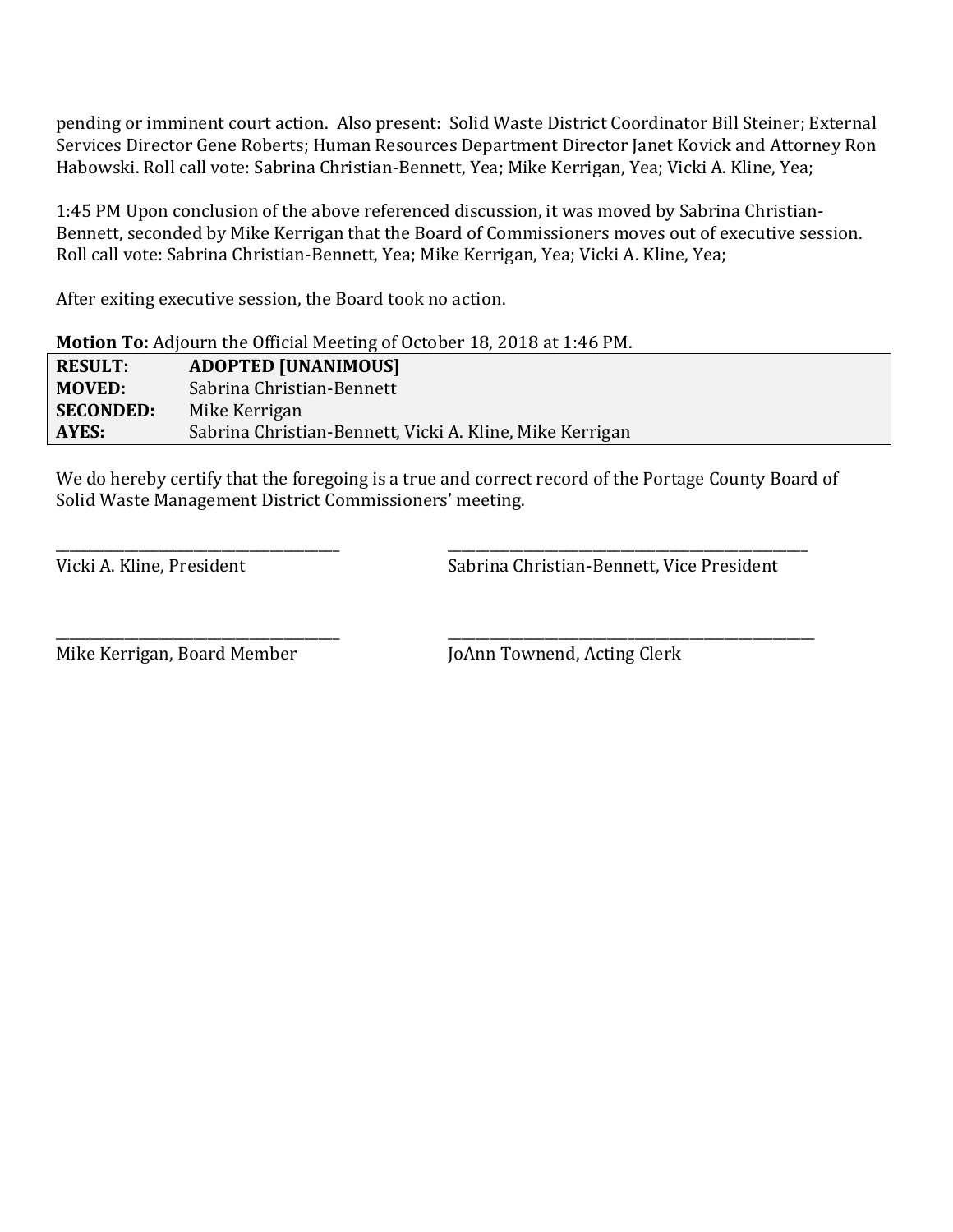pending or imminent court action. Also present: Solid Waste District Coordinator Bill Steiner; External Services Director Gene Roberts; Human Resources Department Director Janet Kovick and Attorney Ron Habowski. Roll call vote: Sabrina Christian-Bennett, Yea; Mike Kerrigan, Yea; Vicki A. Kline, Yea;

1:45 PM Upon conclusion of the above referenced discussion, it was moved by Sabrina Christian-Bennett, seconded by Mike Kerrigan that the Board of Commissioners moves out of executive session. Roll call vote: Sabrina Christian-Bennett, Yea; Mike Kerrigan, Yea; Vicki A. Kline, Yea;

After exiting executive session, the Board took no action.

**Motion To:** Adjourn the Official Meeting of October 18, 2018 at 1:46 PM.

| | |
|---|---|
| **RESULT:** | **ADOPTED [UNANIMOUS]** |
| **MOVED:** | Sabrina Christian-Bennett |
| **SECONDED:** | Mike Kerrigan |
| **AYES:** | Sabrina Christian-Bennett, Vicki A. Kline, Mike Kerrigan |

We do hereby certify that the foregoing is a true and correct record of the Portage County Board of Solid Waste Management District Commissioners' meeting.

_______________________________________
Vicki A. Kline, President

_______________________________________
Sabrina Christian-Bennett, Vice President

_______________________________________
Mike Kerrigan, Board Member

_______________________________________
JoAnn Townend, Acting Clerk